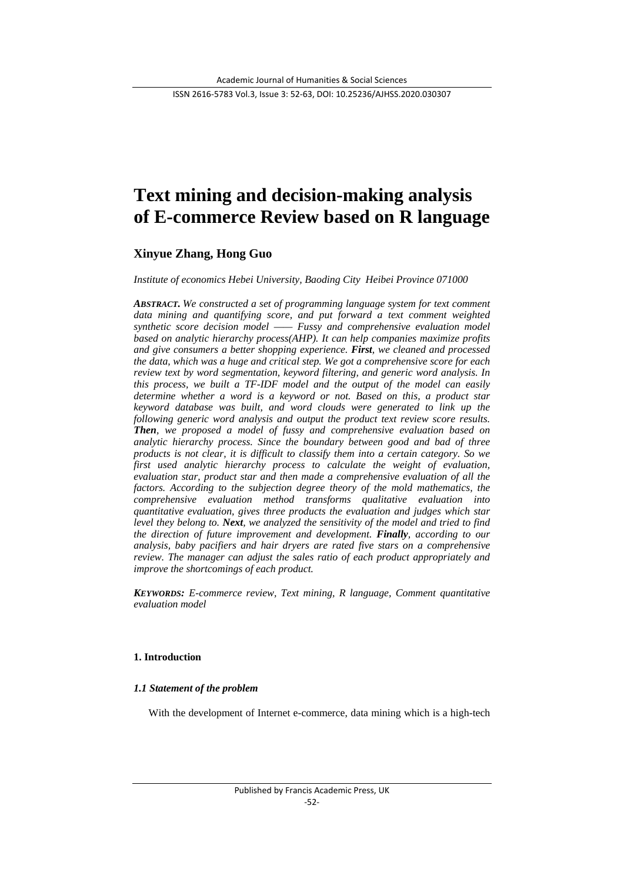# Text mining and decision-making analysis of E-commerce Review based on R language

**Xinyue Zhang, Hong Guo**

*Institute of economics Hebei University, Baoding City Heibei Province 071000*

***ABSTRACT.*** *We constructed a set of programming language system for text comment data mining and quantifying score, and put forward a text comment weighted synthetic score decision model —— Fussy and comprehensive evaluation model based on analytic hierarchy process(AHP). It can help companies maximize profits and give consumers a better shopping experience.* ***First****, we cleaned and processed the data, which was a huge and critical step. We got a comprehensive score for each review text by word segmentation, keyword filtering, and generic word analysis. In this process, we built a TF-IDF model and the output of the model can easily determine whether a word is a keyword or not. Based on this, a product star keyword database was built, and word clouds were generated to link up the following generic word analysis and output the product text review score results.* ***Then****, we proposed a model of fussy and comprehensive evaluation based on analytic hierarchy process. Since the boundary between good and bad of three products is not clear, it is difficult to classify them into a certain category. So we first used analytic hierarchy process to calculate the weight of evaluation, evaluation star, product star and then made a comprehensive evaluation of all the factors. According to the subjection degree theory of the mold mathematics, the comprehensive evaluation method transforms qualitative evaluation into quantitative evaluation, gives three products the evaluation and judges which star level they belong to.* ***Next****, we analyzed the sensitivity of the model and tried to find the direction of future improvement and development.* ***Finally****, according to our analysis, baby pacifiers and hair dryers are rated five stars on a comprehensive review. The manager can adjust the sales ratio of each product appropriately and improve the shortcomings of each product.*

***KEYWORDS:*** *E-commerce review, Text mining, R language, Comment quantitative evaluation model*

## 1. Introduction

### *1.1 Statement of the problem*

With the development of Internet e-commerce, data mining which is a high-tech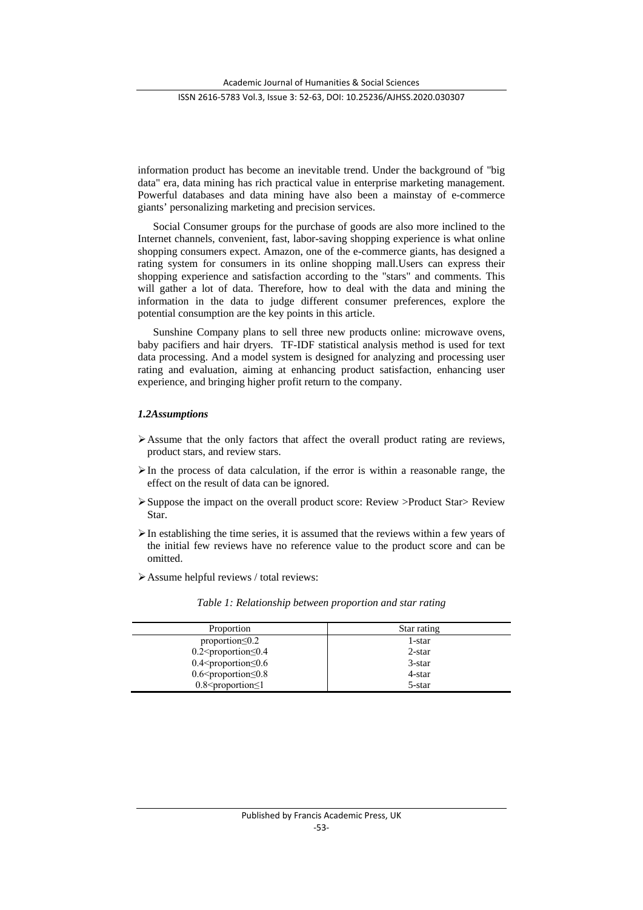information product has become an inevitable trend. Under the background of "big data" era, data mining has rich practical value in enterprise marketing management. Powerful databases and data mining have also been a mainstay of e-commerce giants' personalizing marketing and precision services.

Social Consumer groups for the purchase of goods are also more inclined to the Internet channels, convenient, fast, labor-saving shopping experience is what online shopping consumers expect. Amazon, one of the e-commerce giants, has designed a rating system for consumers in its online shopping mall.Users can express their shopping experience and satisfaction according to the "stars" and comments. This will gather a lot of data. Therefore, how to deal with the data and mining the information in the data to judge different consumer preferences, explore the potential consumption are the key points in this article.

Sunshine Company plans to sell three new products online: microwave ovens, baby pacifiers and hair dryers. TF-IDF statistical analysis method is used for text data processing. And a model system is designed for analyzing and processing user rating and evaluation, aiming at enhancing product satisfaction, enhancing user experience, and bringing higher profit return to the company.

### *1.2Assumptions*

- Assume that the only factors that affect the overall product rating are reviews, product stars, and review stars.
- In the process of data calculation, if the error is within a reasonable range, the effect on the result of data can be ignored.
- Suppose the impact on the overall product score: Review >Product Star> Review Star.
- In establishing the time series, it is assumed that the reviews within a few years of the initial few reviews have no reference value to the product score and can be omitted.
- Assume helpful reviews / total reviews:

*Table 1: Relationship between proportion and star rating*

| Proportion | Star rating |
| --- | --- |
| proportion≤0.2 | 1-star |
| 0.2<proportion≤0.4 | 2-star |
| 0.4<proportion≤0.6 | 3-star |
| 0.6<proportion≤0.8 | 4-star |
| 0.8<proportion≤1 | 5-star |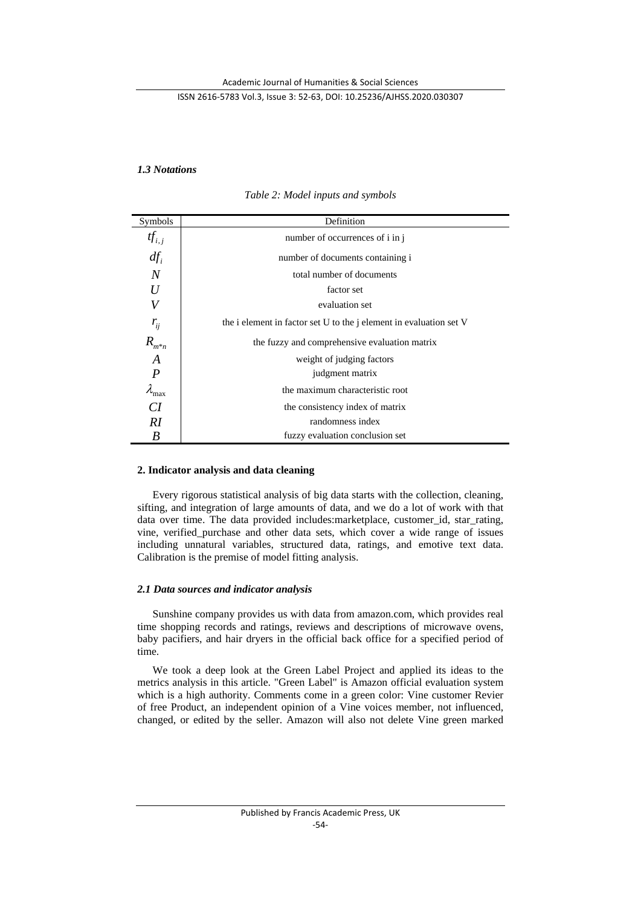### *1.3 Notations*

*Table 2: Model inputs and symbols*

| Symbols | Definition |
| --- | --- |
| $tf_{i,j}$ | number of occurrences of i in j |
| $df_i$ | number of documents containing i |
| $N$ | total number of documents |
| $U$ | factor set |
| $V$ | evaluation set |
| $r_{ij}$ | the i element in factor set U to the j element in evaluation set V |
| $R_{m*n}$ | the fuzzy and comprehensive evaluation matrix |
| $A$ | weight of judging factors |
| $P$ | judgment matrix |
| $\lambda_{\max}$ | the maximum characteristic root |
| $CI$ | the consistency index of matrix |
| $RI$ | randomness index |
| $B$ | fuzzy evaluation conclusion set |

## 2. Indicator analysis and data cleaning

Every rigorous statistical analysis of big data starts with the collection, cleaning, sifting, and integration of large amounts of data, and we do a lot of work with that data over time. The data provided includes:marketplace, customer_id, star_rating, vine, verified_purchase and other data sets, which cover a wide range of issues including unnatural variables, structured data, ratings, and emotive text data. Calibration is the premise of model fitting analysis.

### *2.1 Data sources and indicator analysis*

Sunshine company provides us with data from amazon.com, which provides real time shopping records and ratings, reviews and descriptions of microwave ovens, baby pacifiers, and hair dryers in the official back office for a specified period of time.

We took a deep look at the Green Label Project and applied its ideas to the metrics analysis in this article. "Green Label" is Amazon official evaluation system which is a high authority. Comments come in a green color: Vine customer Revier of free Product, an independent opinion of a Vine voices member, not influenced, changed, or edited by the seller. Amazon will also not delete Vine green marked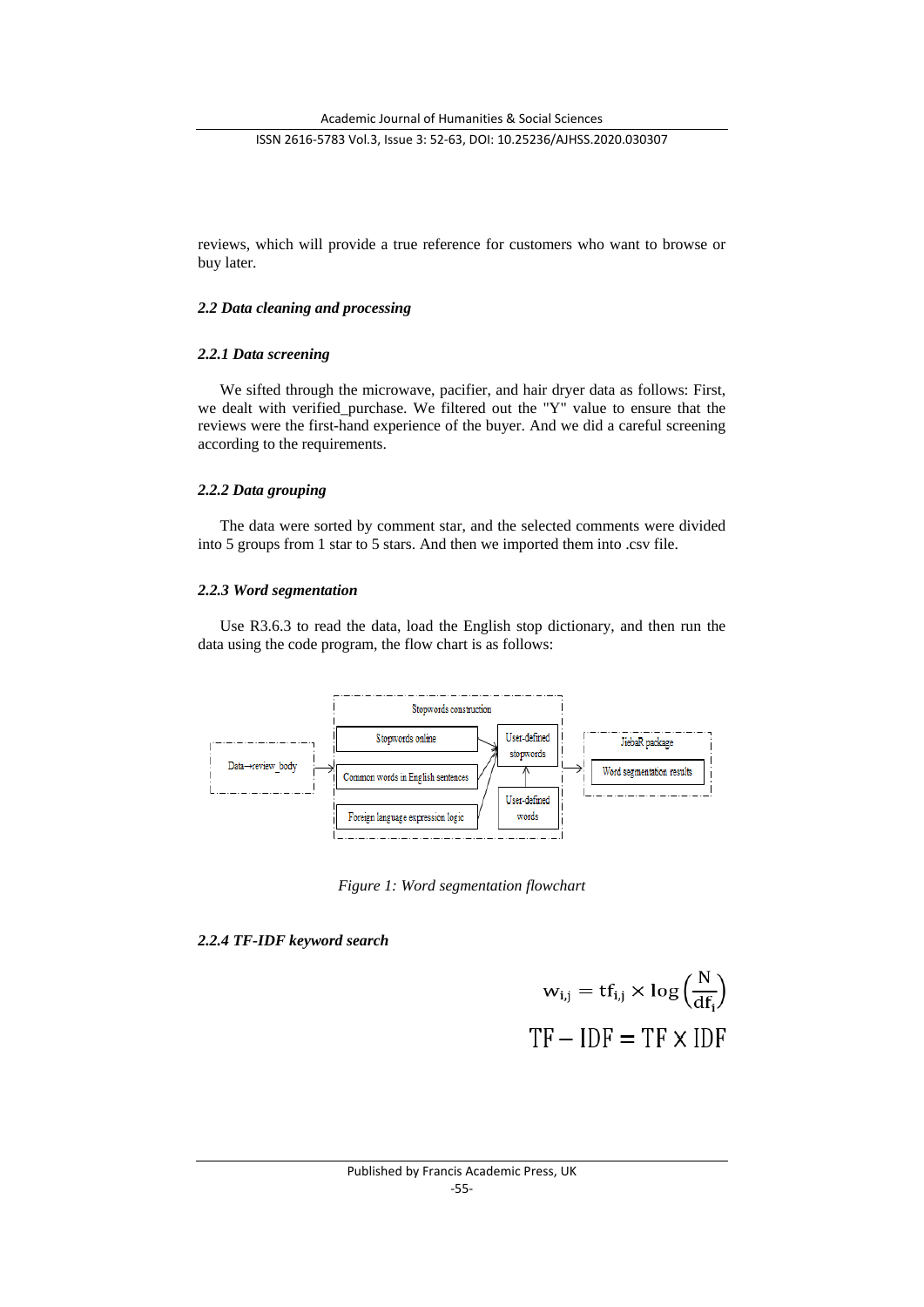reviews, which will provide a true reference for customers who want to browse or buy later.

### *2.2 Data cleaning and processing*

#### *2.2.1 Data screening*

We sifted through the microwave, pacifier, and hair dryer data as follows: First, we dealt with verified_purchase. We filtered out the "Y" value to ensure that the reviews were the first-hand experience of the buyer. And we did a careful screening according to the requirements.

#### *2.2.2 Data grouping*

The data were sorted by comment star, and the selected comments were divided into 5 groups from 1 star to 5 stars. And then we imported them into .csv file.

#### *2.2.3 Word segmentation*

Use R3.6.3 to read the data, load the English stop dictionary, and then run the data using the code program, the flow chart is as follows:

Data→review_body

Stopwords construction

Stopwords online

Common words in English sentences

Foreign language expression logic

User-defined stopwords

User-defined words

JiebaR package

Word segmentation results

*Figure 1: Word segmentation flowchart*

#### *2.2.4 TF-IDF keyword search*

$$w_{i,j} = tf_{i,j} \times \log\left(\frac{N}{df_i}\right)$$

$$TF - IDF = TF \times IDF$$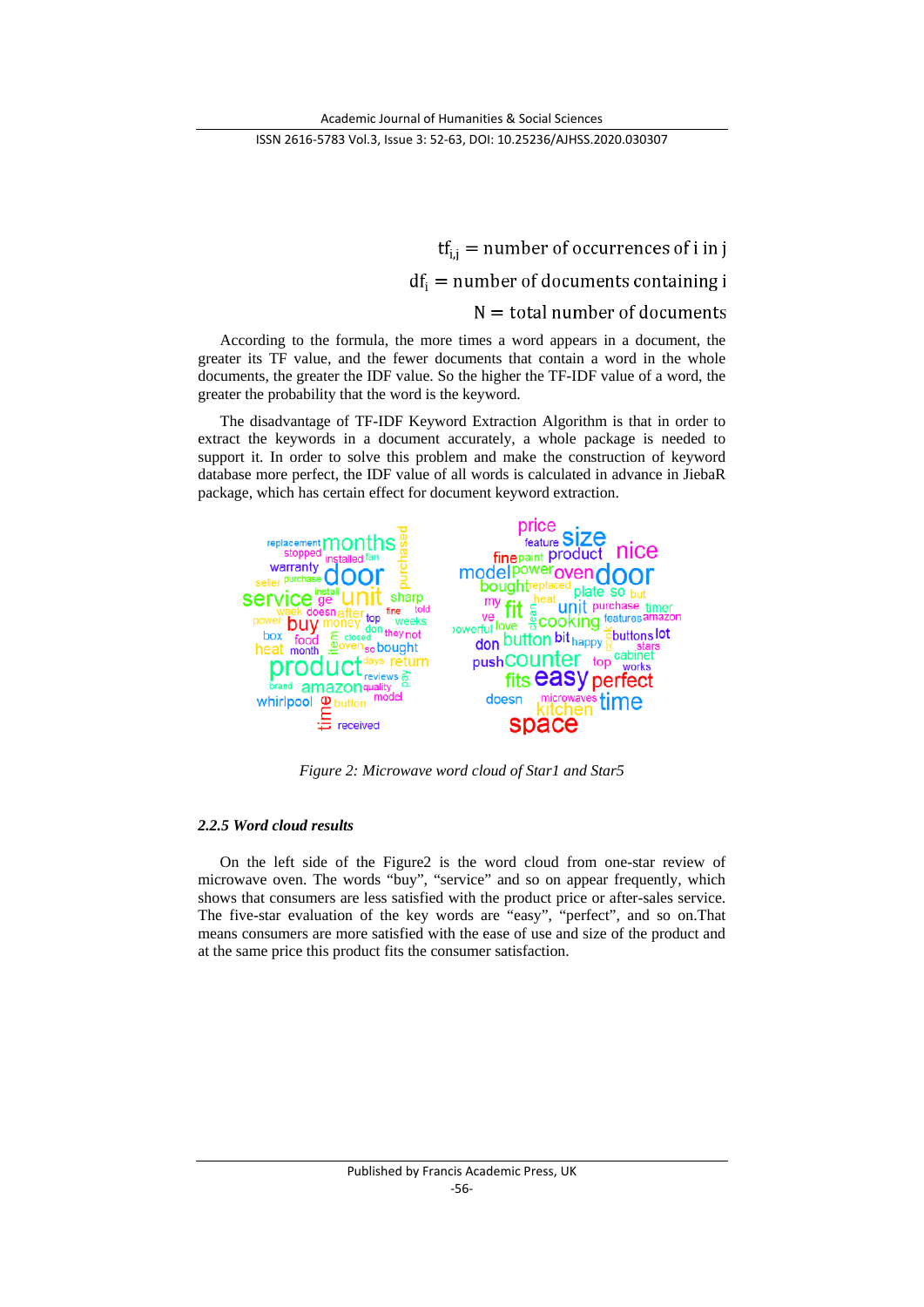$$\mathrm{tf}_{i,j} = \text{number of occurrences of i in j}$$

$$\mathrm{df}_i = \text{number of documents containing i}$$

$$N = \text{total number of documents}$$

According to the formula, the more times a word appears in a document, the greater its TF value, and the fewer documents that contain a word in the whole documents, the greater the IDF value. So the higher the TF-IDF value of a word, the greater the probability that the word is the keyword.

The disadvantage of TF-IDF Keyword Extraction Algorithm is that in order to extract the keywords in a document accurately, a whole package is needed to support it. In order to solve this problem and make the construction of keyword database more perfect, the IDF value of all words is calculated in advance in JiebaR package, which has certain effect for document keyword extraction.

*Figure 2: Microwave word cloud of Star1 and Star5*

### *2.2.5 Word cloud results*

On the left side of the Figure2 is the word cloud from one-star review of microwave oven. The words "buy", "service" and so on appear frequently, which shows that consumers are less satisfied with the product price or after-sales service. The five-star evaluation of the key words are "easy", "perfect", and so on.That means consumers are more satisfied with the ease of use and size of the product and at the same price this product fits the consumer satisfaction.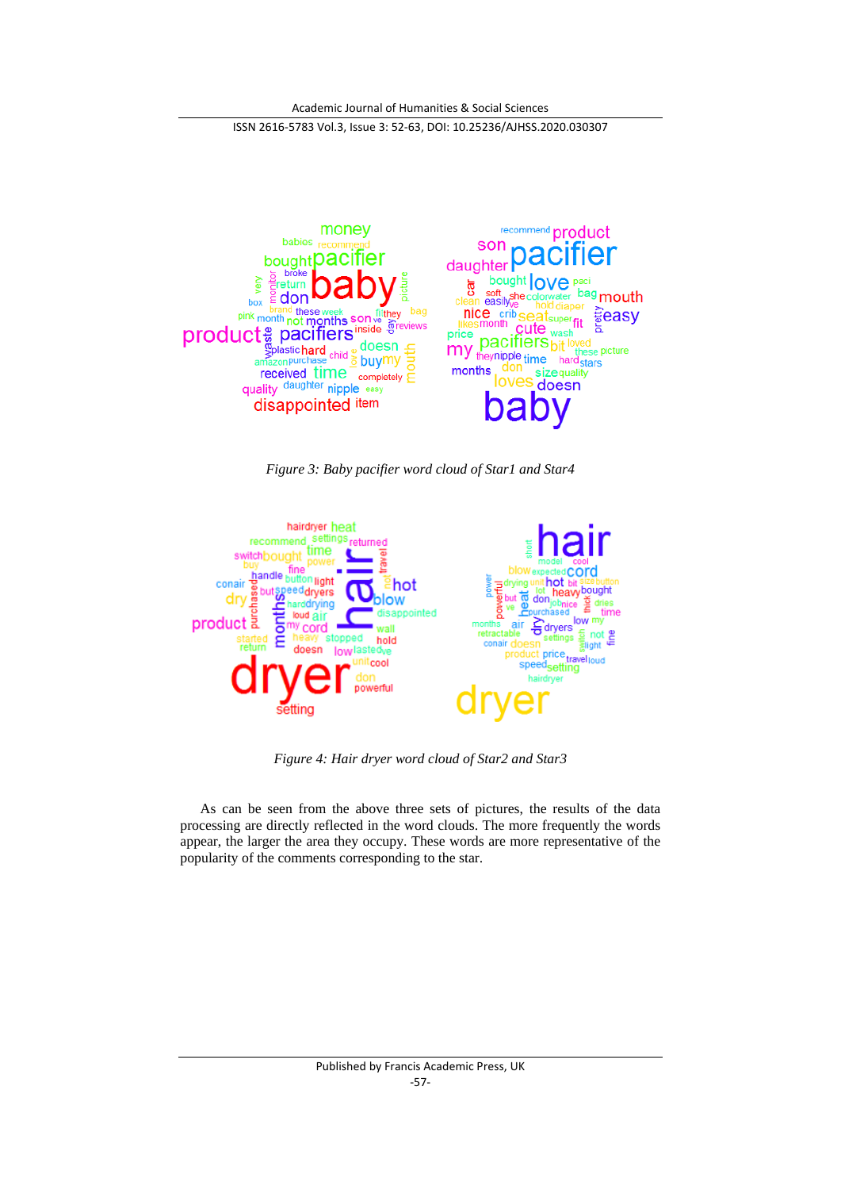*Figure 3: Baby pacifier word cloud of Star1 and Star4*

*Figure 4: Hair dryer word cloud of Star2 and Star3*

As can be seen from the above three sets of pictures, the results of the data processing are directly reflected in the word clouds. The more frequently the words appear, the larger the area they occupy. These words are more representative of the popularity of the comments corresponding to the star.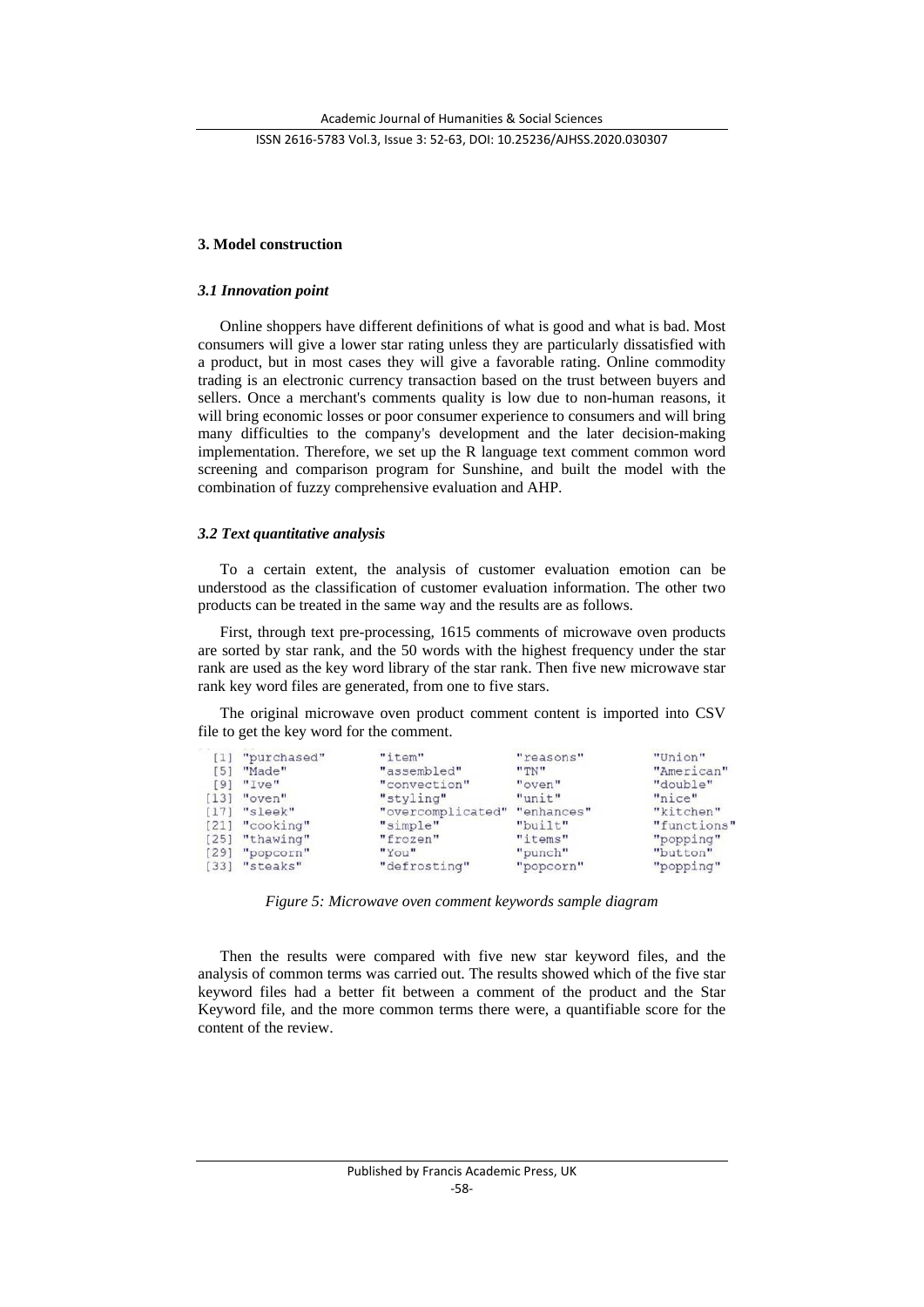## 3. Model construction

### *3.1 Innovation point*

Online shoppers have different definitions of what is good and what is bad. Most consumers will give a lower star rating unless they are particularly dissatisfied with a product, but in most cases they will give a favorable rating. Online commodity trading is an electronic currency transaction based on the trust between buyers and sellers. Once a merchant's comments quality is low due to non-human reasons, it will bring economic losses or poor consumer experience to consumers and will bring many difficulties to the company's development and the later decision-making implementation. Therefore, we set up the R language text comment common word screening and comparison program for Sunshine, and built the model with the combination of fuzzy comprehensive evaluation and AHP.

### *3.2 Text quantitative analysis*

To a certain extent, the analysis of customer evaluation emotion can be understood as the classification of customer evaluation information. The other two products can be treated in the same way and the results are as follows.

First, through text pre-processing, 1615 comments of microwave oven products are sorted by star rank, and the 50 words with the highest frequency under the star rank are used as the key word library of the star rank. Then five new microwave star rank key word files are generated, from one to five stars.

The original microwave oven product comment content is imported into CSV file to get the key word for the comment.

```
 [1] "purchased"  "item"             "reasons"    "Union"
 [5] "Made"       "assembled"        "TN"         "American"
 [9] "Ive"        "convection"       "oven"       "double"
[13] "oven"       "styling"          "unit"       "nice"
[17] "sleek"      "overcomplicated"  "enhances"   "kitchen"
[21] "cooking"    "simple"           "built"      "functions"
[25] "thawing"    "frozen"           "items"      "popping"
[29] "popcorn"    "You"              "punch"      "button"
[33] "steaks"     "defrosting"       "popcorn"    "popping"
```

*Figure 5: Microwave oven comment keywords sample diagram*

Then the results were compared with five new star keyword files, and the analysis of common terms was carried out. The results showed which of the five star keyword files had a better fit between a comment of the product and the Star Keyword file, and the more common terms there were, a quantifiable score for the content of the review.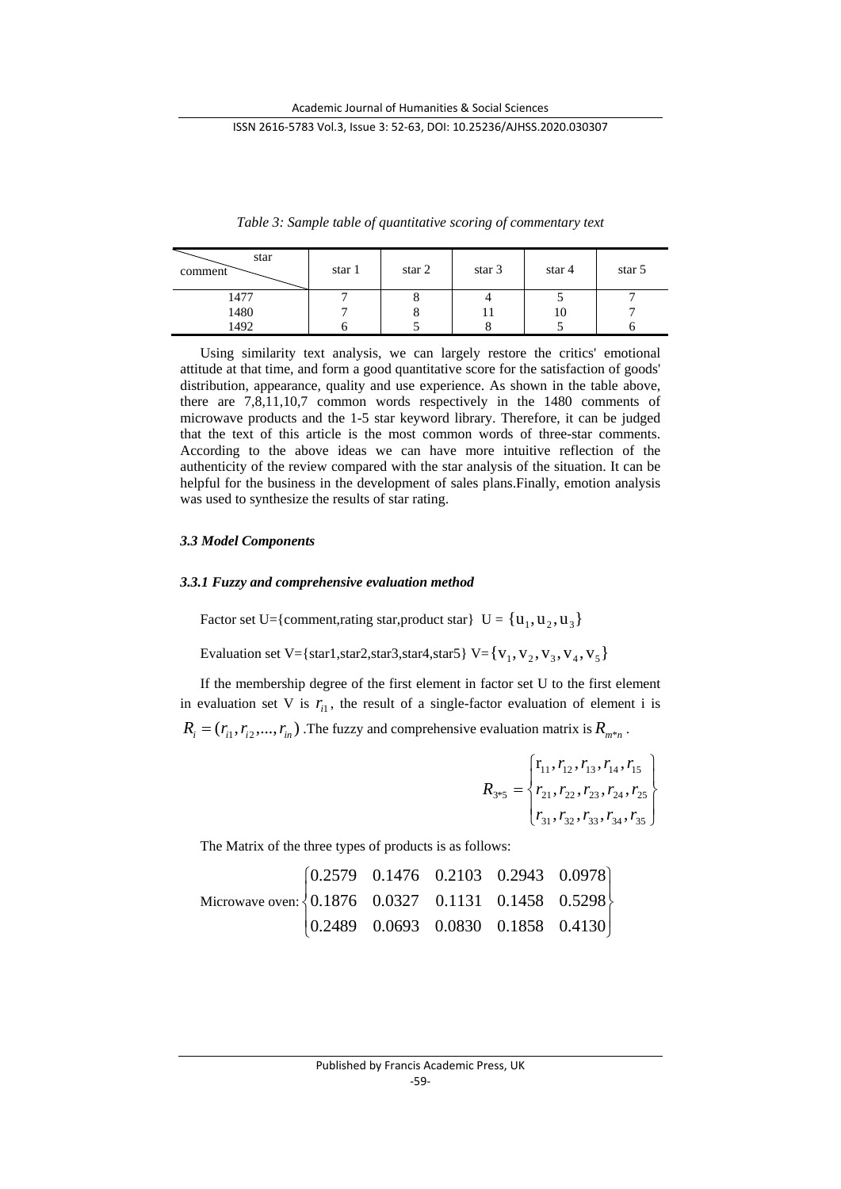*Table 3: Sample table of quantitative scoring of commentary text*

| star / comment | star 1 | star 2 | star 3 | star 4 | star 5 |
|---|---|---|---|---|---|
| 1477 | 7 | 8 | 4 | 5 | 7 |
| 1480 | 7 | 8 | 11 | 10 | 7 |
| 1492 | 6 | 5 | 8 | 5 | 6 |

Using similarity text analysis, we can largely restore the critics' emotional attitude at that time, and form a good quantitative score for the satisfaction of goods' distribution, appearance, quality and use experience. As shown in the table above, there are 7,8,11,10,7 common words respectively in the 1480 comments of microwave products and the 1-5 star keyword library. Therefore, it can be judged that the text of this article is the most common words of three-star comments. According to the above ideas we can have more intuitive reflection of the authenticity of the review compared with the star analysis of the situation. It can be helpful for the business in the development of sales plans.Finally, emotion analysis was used to synthesize the results of star rating.

### *3.3 Model Components*

#### *3.3.1 Fuzzy and comprehensive evaluation method*

Factor set U={comment,rating star,product star} $U = \{u_1, u_2, u_3\}$

Evaluation set V={star1,star2,star3,star4,star5} $V=\{v_1, v_2, v_3, v_4, v_5\}$

If the membership degree of the first element in factor set U to the first element in evaluation set V is $r_{i1}$, the result of a single-factor evaluation of element i is $R_i = (r_{i1}, r_{i2}, ..., r_{in})$ .The fuzzy and comprehensive evaluation matrix is $R_{m*n}$ .

$$R_{3*5} = \begin{Bmatrix} r_{11}, r_{12}, r_{13}, r_{14}, r_{15} \\ r_{21}, r_{22}, r_{23}, r_{24}, r_{25} \\ r_{31}, r_{32}, r_{33}, r_{34}, r_{35} \end{Bmatrix}$$

The Matrix of the three types of products is as follows:

$$\text{Microwave oven:} \begin{Bmatrix} 0.2579 & 0.1476 & 0.2103 & 0.2943 & 0.0978 \\ 0.1876 & 0.0327 & 0.1131 & 0.1458 & 0.5298 \\ 0.2489 & 0.0693 & 0.0830 & 0.1858 & 0.4130 \end{Bmatrix}$$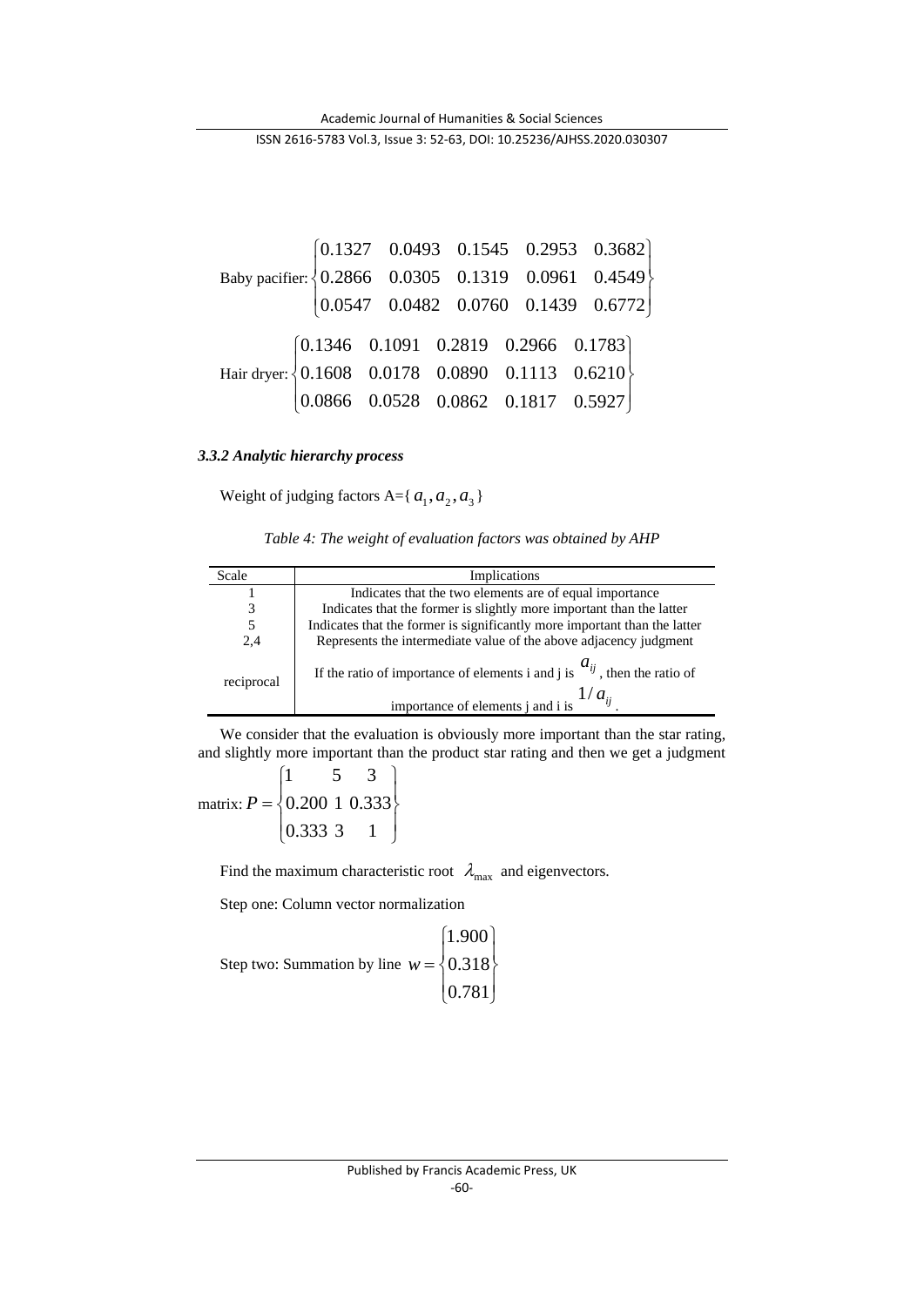$$\text{Baby pacifier:}\begin{Bmatrix} 0.1327 & 0.0493 & 0.1545 & 0.2953 & 0.3682 \\ 0.2866 & 0.0305 & 0.1319 & 0.0961 & 0.4549 \\ 0.0547 & 0.0482 & 0.0760 & 0.1439 & 0.6772 \end{Bmatrix}$$

$$\text{Hair dryer:}\begin{Bmatrix} 0.1346 & 0.1091 & 0.2819 & 0.2966 & 0.1783 \\ 0.1608 & 0.0178 & 0.0890 & 0.1113 & 0.6210 \\ 0.0866 & 0.0528 & 0.0862 & 0.1817 & 0.5927 \end{Bmatrix}$$

### *3.3.2 Analytic hierarchy process*

Weight of judging factors A={ $a_1, a_2, a_3$ }

*Table 4: The weight of evaluation factors was obtained by AHP*

| Scale | Implications |
|---|---|
| 1 | Indicates that the two elements are of equal importance |
| 3 | Indicates that the former is slightly more important than the latter |
| 5 | Indicates that the former is significantly more important than the latter |
| 2,4 | Represents the intermediate value of the above adjacency judgment |
| reciprocal | If the ratio of importance of elements i and j is $a_{ij}$, then the ratio of importance of elements j and i is $1/a_{ij}$. |

We consider that the evaluation is obviously more important than the star rating, and slightly more important than the product star rating and then we get a judgment matrix: $P = \begin{Bmatrix} 1 & 5 & 3 \\ 0.200 & 1 & 0.333 \\ 0.333 & 3 & 1 \end{Bmatrix}$

Find the maximum characteristic root $\lambda_{\max}$ and eigenvectors.

Step one: Column vector normalization

Step two: Summation by line $w = \begin{Bmatrix} 1.900 \\ 0.318 \\ 0.781 \end{Bmatrix}$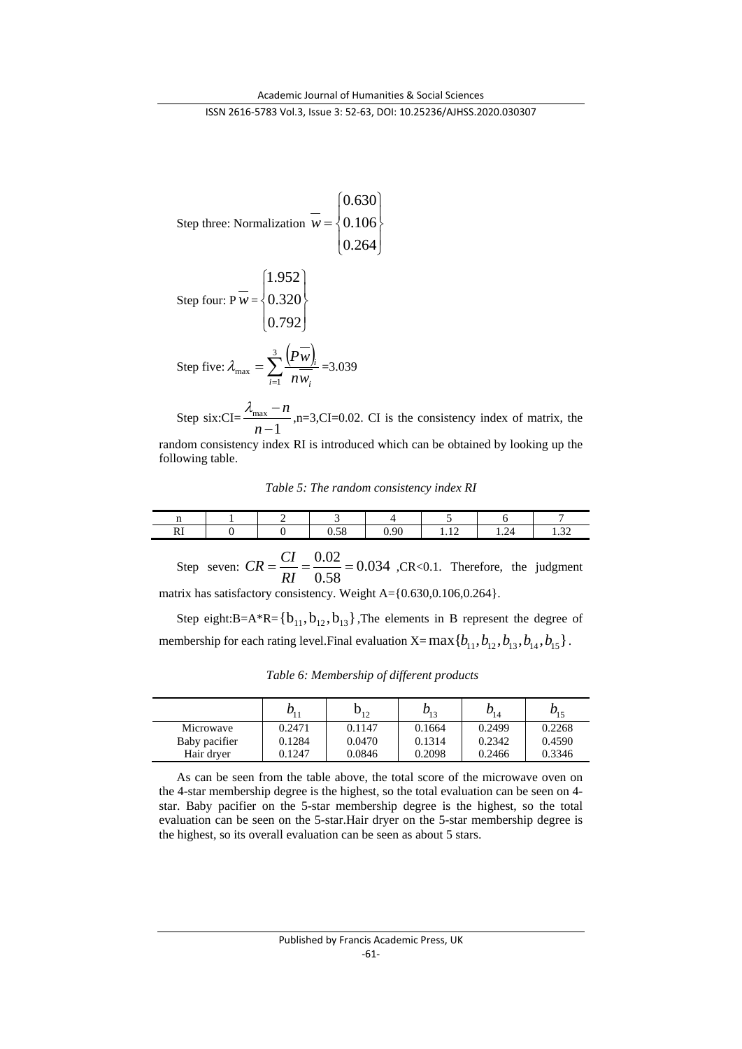Step three: Normalization $\overline{w}=\begin{Bmatrix}0.630\\0.106\\0.264\end{Bmatrix}$

Step four: $P\overline{w}=\begin{Bmatrix}1.952\\0.320\\0.792\end{Bmatrix}$

Step five: $\lambda_{\max}=\sum_{i=1}^{3}\frac{\left(P\overline{w}\right)_i}{n\overline{w_i}}$ =3.039

Step six:CI= $\frac{\lambda_{\max}-n}{n-1}$ ,n=3,CI=0.02. CI is the consistency index of matrix, the random consistency index RI is introduced which can be obtained by looking up the following table.

*Table 5: The random consistency index RI*

| n | 1 | 2 | 3 | 4 | 5 | 6 | 7 |
|---|---|---|---|---|---|---|---|
| RI | 0 | 0 | 0.58 | 0.90 | 1.12 | 1.24 | 1.32 |

Step seven: $CR=\frac{CI}{RI}=\frac{0.02}{0.58}=0.034$ ,CR<0.1. Therefore, the judgment matrix has satisfactory consistency. Weight A={0.630,0.106,0.264}.

Step eight:B=A*R= $\{b_{11},b_{12},b_{13}\}$ ,The elements in B represent the degree of membership for each rating level.Final evaluation X= $\max\{b_{11},b_{12},b_{13},b_{14},b_{15}\}$ .

*Table 6: Membership of different products*

| | $b_{11}$ | $b_{12}$ | $b_{13}$ | $b_{14}$ | $b_{15}$ |
|---|---|---|---|---|---|
| Microwave | 0.2471 | 0.1147 | 0.1664 | 0.2499 | 0.2268 |
| Baby pacifier | 0.1284 | 0.0470 | 0.1314 | 0.2342 | 0.4590 |
| Hair dryer | 0.1247 | 0.0846 | 0.2098 | 0.2466 | 0.3346 |

As can be seen from the table above, the total score of the microwave oven on the 4-star membership degree is the highest, so the total evaluation can be seen on 4-star. Baby pacifier on the 5-star membership degree is the highest, so the total evaluation can be seen on the 5-star.Hair dryer on the 5-star membership degree is the highest, so its overall evaluation can be seen as about 5 stars.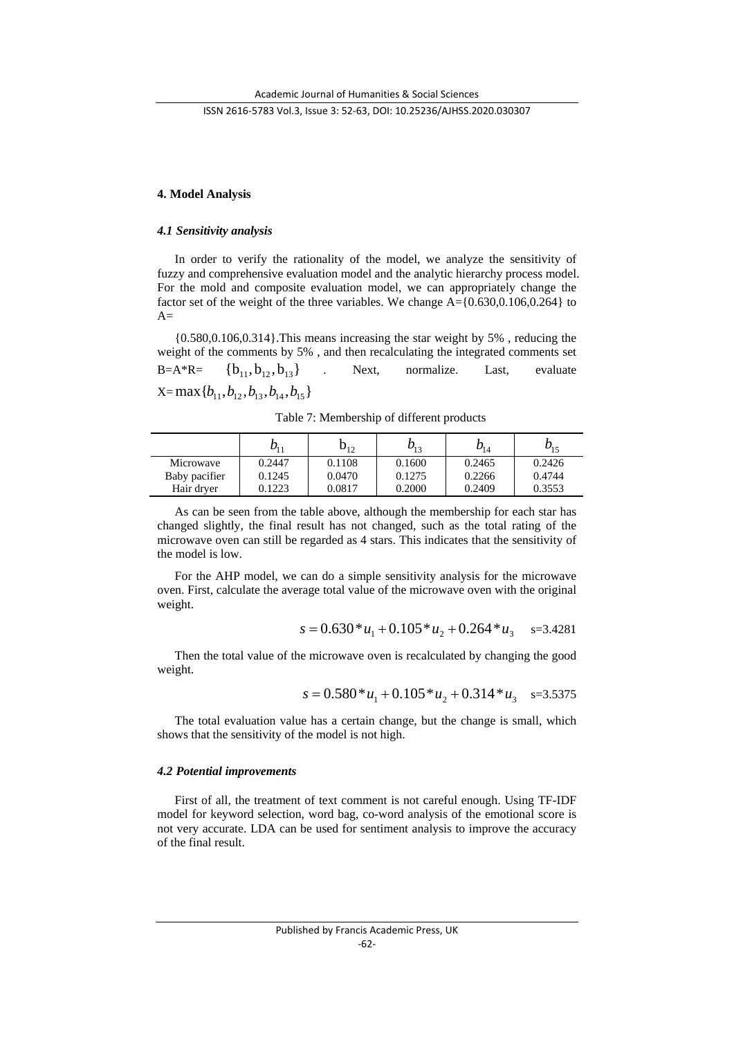## 4. Model Analysis

### *4.1 Sensitivity analysis*

In order to verify the rationality of the model, we analyze the sensitivity of fuzzy and comprehensive evaluation model and the analytic hierarchy process model. For the mold and composite evaluation model, we can appropriately change the factor set of the weight of the three variables. We change A={0.630,0.106,0.264} to A=

{0.580,0.106,0.314}.This means increasing the star weight by 5% , reducing the weight of the comments by 5% , and then recalculating the integrated comments set B=A*R= $\{b_{11}, b_{12}, b_{13}\}$ . Next, normalize. Last, evaluate X= $\max\{b_{11}, b_{12}, b_{13}, b_{14}, b_{15}\}$

Table 7: Membership of different products

| | $b_{11}$ | $b_{12}$ | $b_{13}$ | $b_{14}$ | $b_{15}$ |
|---|---|---|---|---|---|
| Microwave | 0.2447 | 0.1108 | 0.1600 | 0.2465 | 0.2426 |
| Baby pacifier | 0.1245 | 0.0470 | 0.1275 | 0.2266 | 0.4744 |
| Hair dryer | 0.1223 | 0.0817 | 0.2000 | 0.2409 | 0.3553 |

As can be seen from the table above, although the membership for each star has changed slightly, the final result has not changed, such as the total rating of the microwave oven can still be regarded as 4 stars. This indicates that the sensitivity of the model is low.

For the AHP model, we can do a simple sensitivity analysis for the microwave oven. First, calculate the average total value of the microwave oven with the original weight.

$$s = 0.630 * u_1 + 0.105 * u_2 + 0.264 * u_3 \quad s=3.4281$$

Then the total value of the microwave oven is recalculated by changing the good weight.

$$s = 0.580 * u_1 + 0.105 * u_2 + 0.314 * u_3 \quad s=3.5375$$

The total evaluation value has a certain change, but the change is small, which shows that the sensitivity of the model is not high.

### *4.2 Potential improvements*

First of all, the treatment of text comment is not careful enough. Using TF-IDF model for keyword selection, word bag, co-word analysis of the emotional score is not very accurate. LDA can be used for sentiment analysis to improve the accuracy of the final result.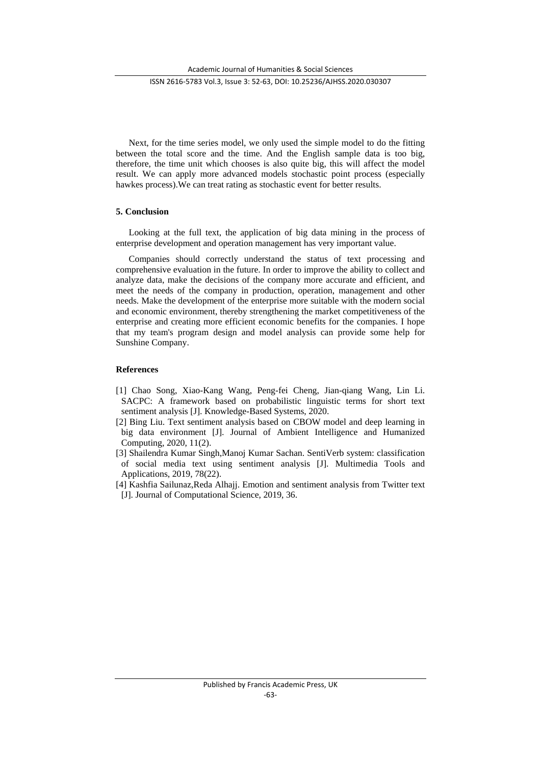Next, for the time series model, we only used the simple model to do the fitting between the total score and the time. And the English sample data is too big, therefore, the time unit which chooses is also quite big, this will affect the model result. We can apply more advanced models stochastic point process (especially hawkes process).We can treat rating as stochastic event for better results.

## 5. Conclusion

Looking at the full text, the application of big data mining in the process of enterprise development and operation management has very important value.

Companies should correctly understand the status of text processing and comprehensive evaluation in the future. In order to improve the ability to collect and analyze data, make the decisions of the company more accurate and efficient, and meet the needs of the company in production, operation, management and other needs. Make the development of the enterprise more suitable with the modern social and economic environment, thereby strengthening the market competitiveness of the enterprise and creating more efficient economic benefits for the companies. I hope that my team's program design and model analysis can provide some help for Sunshine Company.

## References

[1] Chao Song, Xiao-Kang Wang, Peng-fei Cheng, Jian-qiang Wang, Lin Li. SACPC: A framework based on probabilistic linguistic terms for short text sentiment analysis [J]. Knowledge-Based Systems, 2020.

[2] Bing Liu. Text sentiment analysis based on CBOW model and deep learning in big data environment [J]. Journal of Ambient Intelligence and Humanized Computing, 2020, 11(2).

[3] Shailendra Kumar Singh,Manoj Kumar Sachan. SentiVerb system: classification of social media text using sentiment analysis [J]. Multimedia Tools and Applications, 2019, 78(22).

[4] Kashfia Sailunaz,Reda Alhajj. Emotion and sentiment analysis from Twitter text [J]. Journal of Computational Science, 2019, 36.